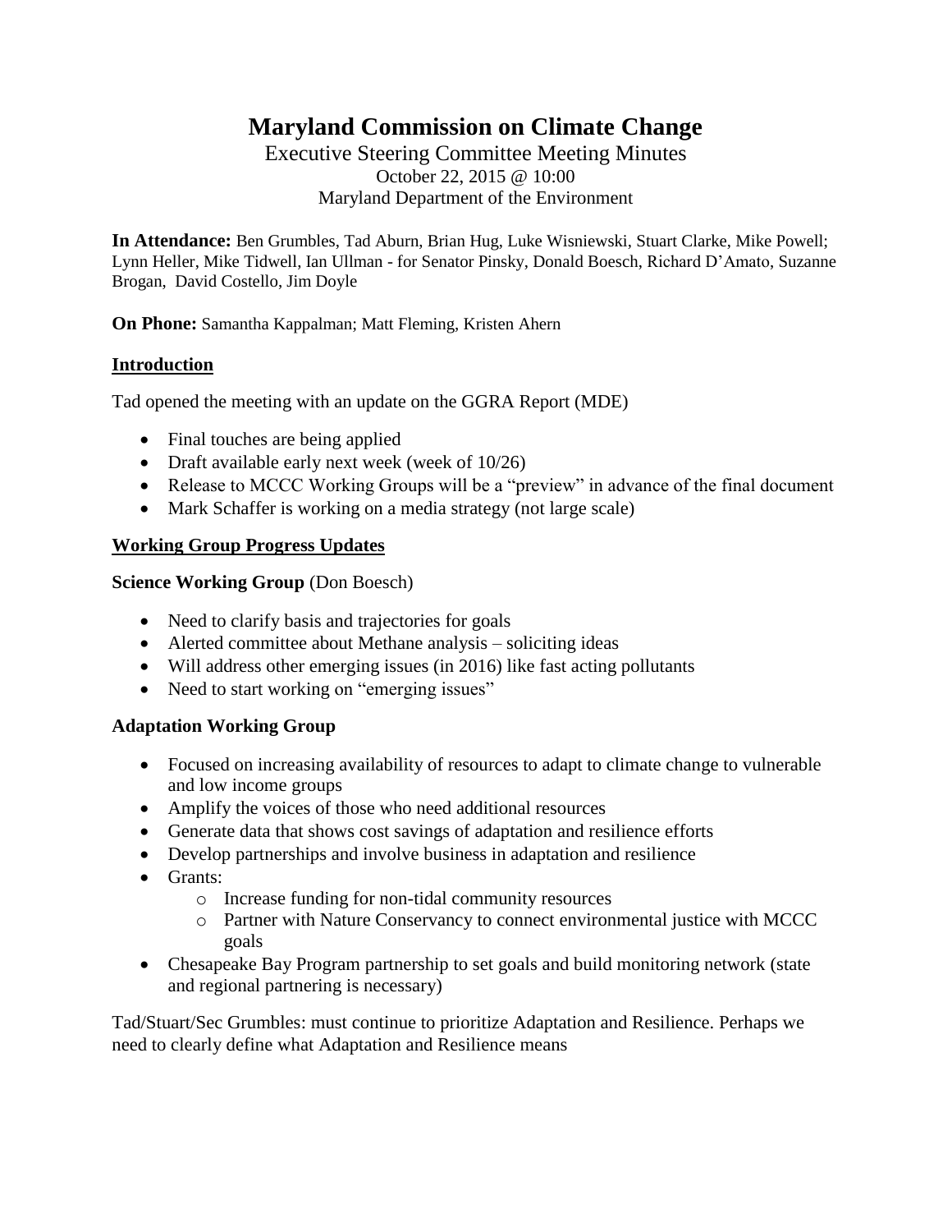# Maryland Commission on Climate Change

Executive Steering Committee Meeting Minutes
October 22, 2015 @ 10:00
Maryland Department of the Environment

**In Attendance:** Ben Grumbles, Tad Aburn, Brian Hug, Luke Wisniewski, Stuart Clarke, Mike Powell; Lynn Heller, Mike Tidwell, Ian Ullman - for Senator Pinsky, Donald Boesch, Richard D'Amato, Suzanne Brogan, David Costello, Jim Doyle

**On Phone:** Samantha Kappalman; Matt Fleming, Kristen Ahern

## Introduction

Tad opened the meeting with an update on the GGRA Report (MDE)

- Final touches are being applied
- Draft available early next week (week of 10/26)
- Release to MCCC Working Groups will be a "preview" in advance of the final document
- Mark Schaffer is working on a media strategy (not large scale)

## Working Group Progress Updates

### Science Working Group (Don Boesch)

- Need to clarify basis and trajectories for goals
- Alerted committee about Methane analysis – soliciting ideas
- Will address other emerging issues (in 2016) like fast acting pollutants
- Need to start working on "emerging issues"

### Adaptation Working Group

- Focused on increasing availability of resources to adapt to climate change to vulnerable and low income groups
- Amplify the voices of those who need additional resources
- Generate data that shows cost savings of adaptation and resilience efforts
- Develop partnerships and involve business in adaptation and resilience
- Grants:
  - Increase funding for non-tidal community resources
  - Partner with Nature Conservancy to connect environmental justice with MCCC goals
- Chesapeake Bay Program partnership to set goals and build monitoring network (state and regional partnering is necessary)

Tad/Stuart/Sec Grumbles: must continue to prioritize Adaptation and Resilience. Perhaps we need to clearly define what Adaptation and Resilience means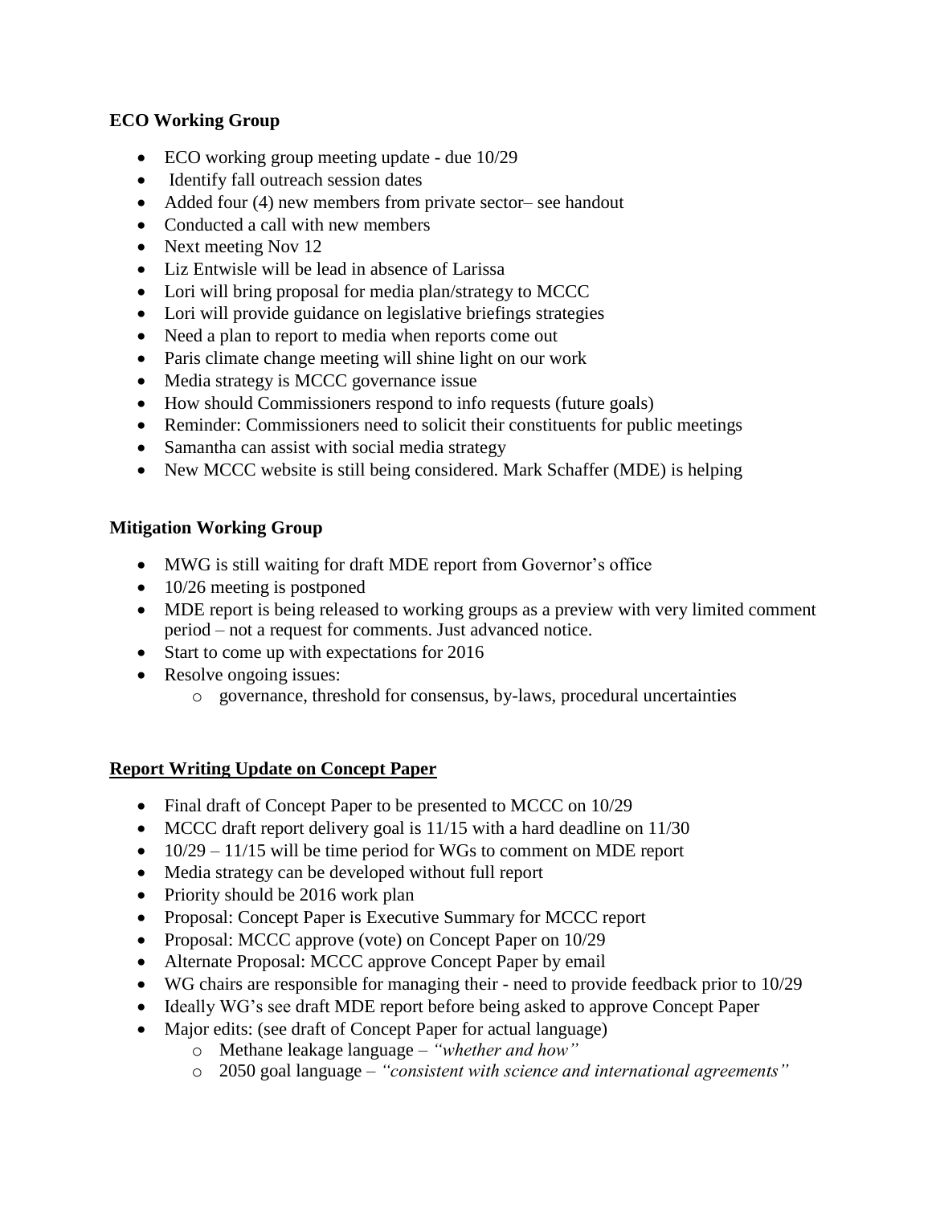**ECO Working Group**

- ECO working group meeting update - due 10/29
- Identify fall outreach session dates
- Added four (4) new members from private sector– see handout
- Conducted a call with new members
- Next meeting Nov 12
- Liz Entwisle will be lead in absence of Larissa
- Lori will bring proposal for media plan/strategy to MCCC
- Lori will provide guidance on legislative briefings strategies
- Need a plan to report to media when reports come out
- Paris climate change meeting will shine light on our work
- Media strategy is MCCC governance issue
- How should Commissioners respond to info requests (future goals)
- Reminder: Commissioners need to solicit their constituents for public meetings
- Samantha can assist with social media strategy
- New MCCC website is still being considered. Mark Schaffer (MDE) is helping

**Mitigation Working Group**

- MWG is still waiting for draft MDE report from Governor's office
- 10/26 meeting is postponed
- MDE report is being released to working groups as a preview with very limited comment period – not a request for comments. Just advanced notice.
- Start to come up with expectations for 2016
- Resolve ongoing issues:
  - governance, threshold for consensus, by-laws, procedural uncertainties

**<u>Report Writing Update on Concept Paper</u>**

- Final draft of Concept Paper to be presented to MCCC on 10/29
- MCCC draft report delivery goal is 11/15 with a hard deadline on 11/30
- 10/29 – 11/15 will be time period for WGs to comment on MDE report
- Media strategy can be developed without full report
- Priority should be 2016 work plan
- Proposal: Concept Paper is Executive Summary for MCCC report
- Proposal: MCCC approve (vote) on Concept Paper on 10/29
- Alternate Proposal: MCCC approve Concept Paper by email
- WG chairs are responsible for managing their - need to provide feedback prior to 10/29
- Ideally WG's see draft MDE report before being asked to approve Concept Paper
- Major edits: (see draft of Concept Paper for actual language)
  - Methane leakage language – *"whether and how"*
  - 2050 goal language – *"consistent with science and international agreements"*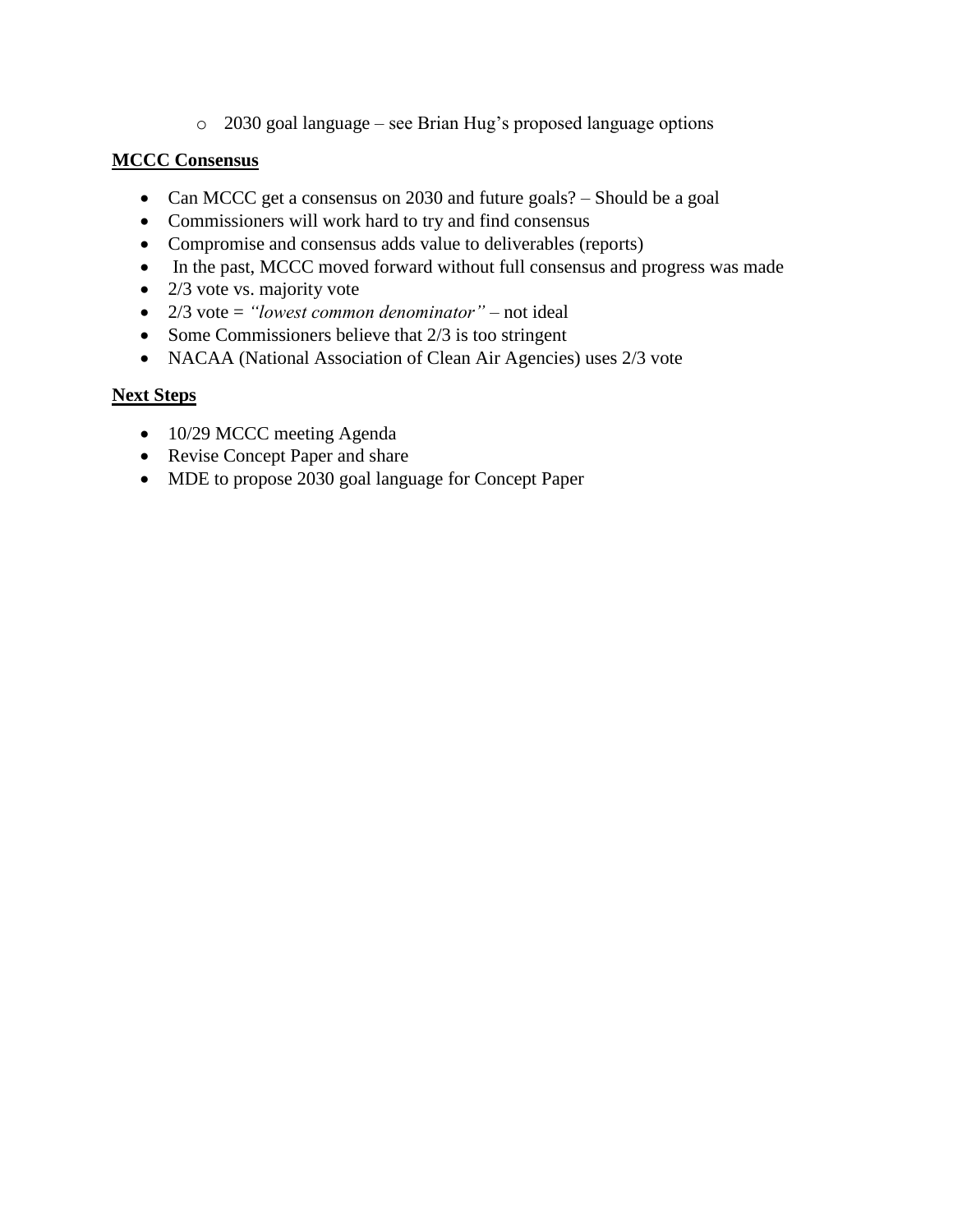- 2030 goal language – see Brian Hug's proposed language options

**MCCC Consensus**

- Can MCCC get a consensus on 2030 and future goals? – Should be a goal
- Commissioners will work hard to try and find consensus
- Compromise and consensus adds value to deliverables (reports)
- In the past, MCCC moved forward without full consensus and progress was made
- 2/3 vote vs. majority vote
- 2/3 vote = *"lowest common denominator"* – not ideal
- Some Commissioners believe that 2/3 is too stringent
- NACAA (National Association of Clean Air Agencies) uses 2/3 vote

**Next Steps**

- 10/29 MCCC meeting Agenda
- Revise Concept Paper and share
- MDE to propose 2030 goal language for Concept Paper